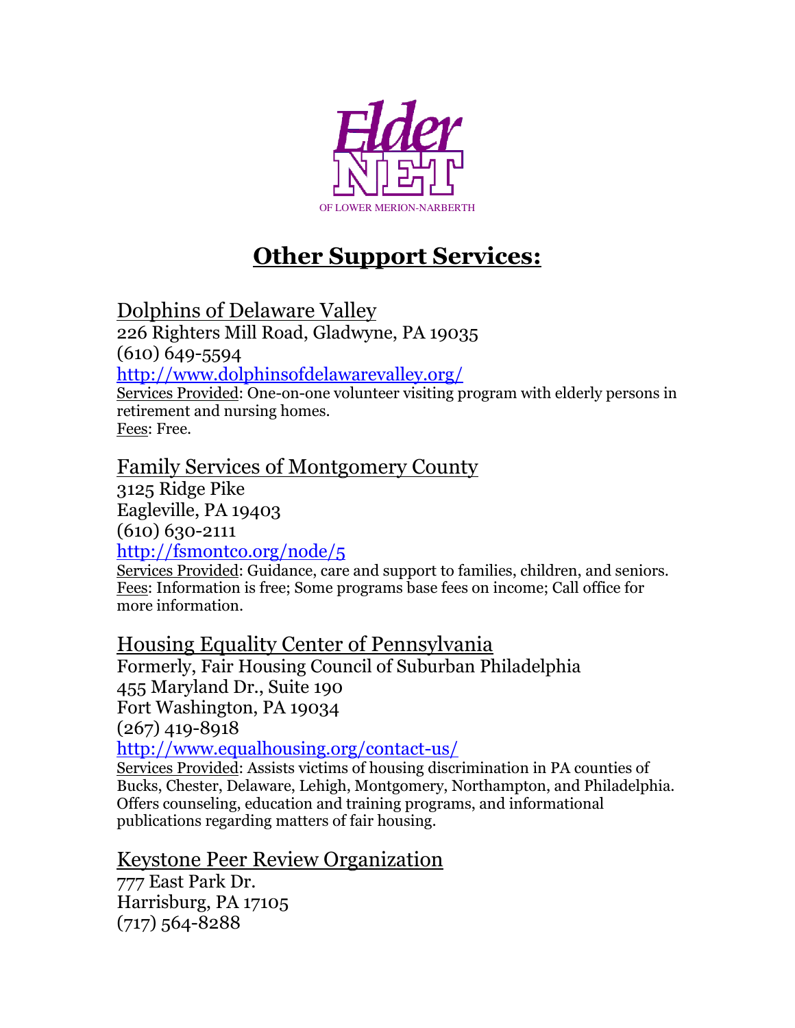ElderNET

OF LOWER MERION-NARBERTH

# Other Support Services:

## Dolphins of Delaware Valley

226 Righters Mill Road, Gladwyne, PA 19035
(610) 649-5594
http://www.dolphinsofdelawarevalley.org/

Services Provided: One-on-one volunteer visiting program with elderly persons in retirement and nursing homes.
Fees: Free.

## Family Services of Montgomery County

3125 Ridge Pike
Eagleville, PA 19403
(610) 630-2111
http://fsmontco.org/node/5

Services Provided: Guidance, care and support to families, children, and seniors.
Fees: Information is free; Some programs base fees on income; Call office for more information.

## Housing Equality Center of Pennsylvania

Formerly, Fair Housing Council of Suburban Philadelphia
455 Maryland Dr., Suite 190
Fort Washington, PA 19034
(267) 419-8918
http://www.equalhousing.org/contact-us/

Services Provided: Assists victims of housing discrimination in PA counties of Bucks, Chester, Delaware, Lehigh, Montgomery, Northampton, and Philadelphia. Offers counseling, education and training programs, and informational publications regarding matters of fair housing.

## Keystone Peer Review Organization

777 East Park Dr.
Harrisburg, PA 17105
(717) 564-8288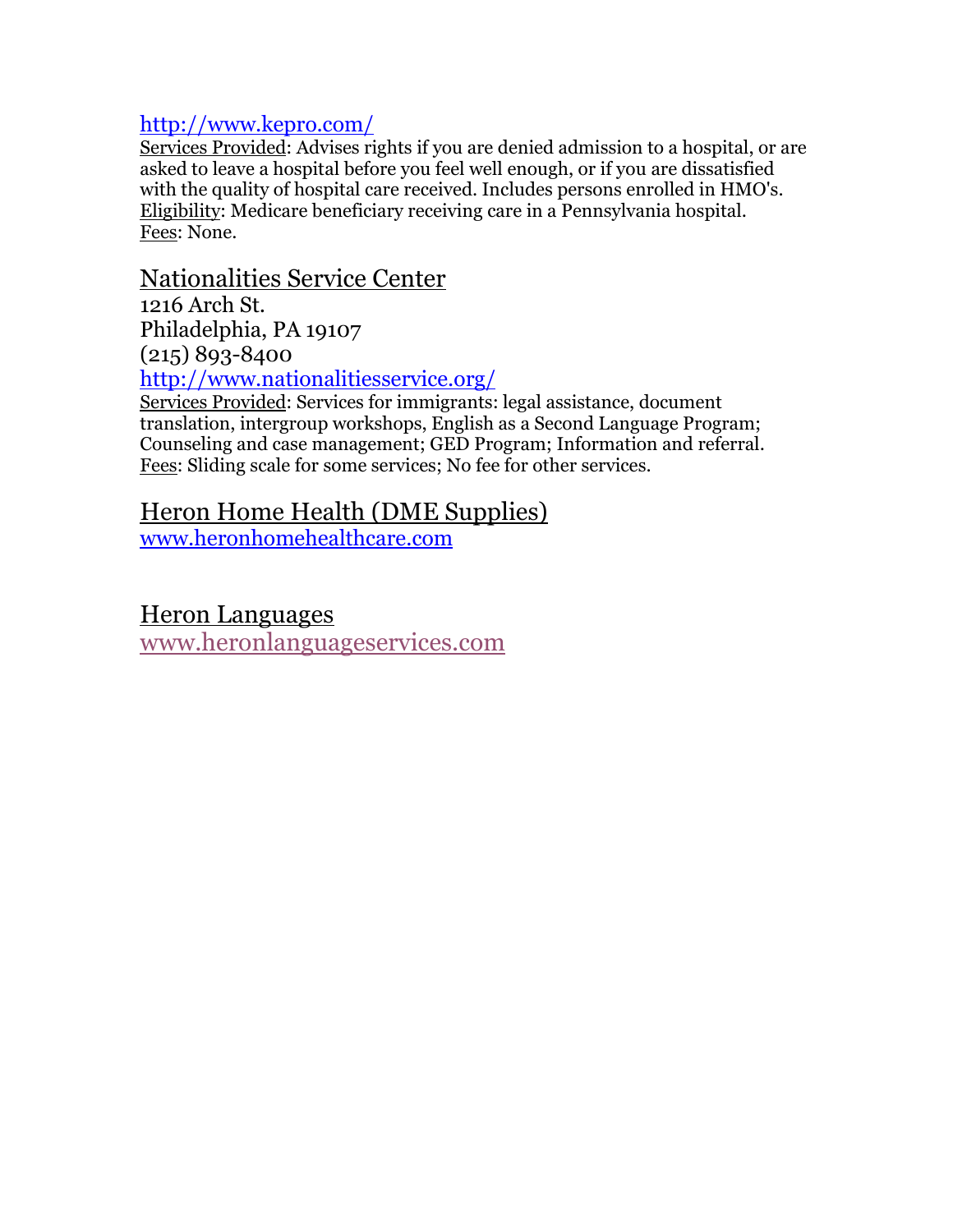http://www.kepro.com/

Services Provided: Advises rights if you are denied admission to a hospital, or are asked to leave a hospital before you feel well enough, or if you are dissatisfied with the quality of hospital care received. Includes persons enrolled in HMO's.
Eligibility: Medicare beneficiary receiving care in a Pennsylvania hospital.
Fees: None.

## Nationalities Service Center

1216 Arch St.
Philadelphia, PA 19107
(215) 893-8400
http://www.nationalitiesservice.org/

Services Provided: Services for immigrants: legal assistance, document translation, intergroup workshops, English as a Second Language Program; Counseling and case management; GED Program; Information and referral.
Fees: Sliding scale for some services; No fee for other services.

## Heron Home Health (DME Supplies)

www.heronhomehealthcare.com

## Heron Languages

www.heronlanguageservices.com